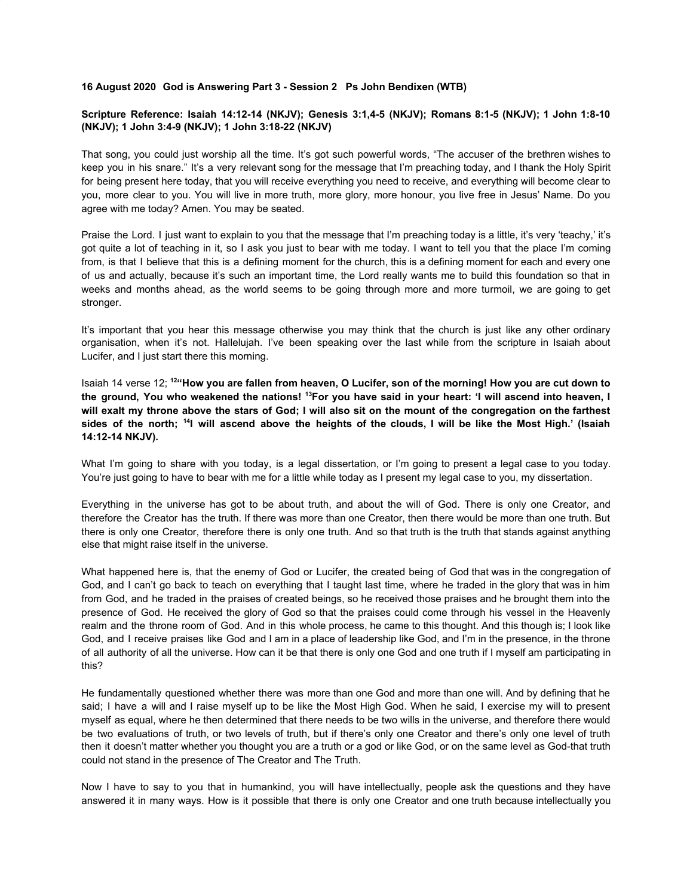**16 August 2020 God is Answering Part 3 - Session 2 Ps John Bendixen (WTB)**

**Scripture Reference: Isaiah 14:12-14 (NKJV); Genesis 3:1,4-5 (NKJV); Romans 8:1-5 (NKJV); 1 John 1:8-10 (NKJV); 1 John 3:4-9 (NKJV); 1 John 3:18-22 (NKJV)**

That song, you could just worship all the time. It's got such powerful words, "The accuser of the brethren wishes to keep you in his snare." It's a very relevant song for the message that I'm preaching today, and I thank the Holy Spirit for being present here today, that you will receive everything you need to receive, and everything will become clear to you, more clear to you. You will live in more truth, more glory, more honour, you live free in Jesus' Name. Do you agree with me today? Amen. You may be seated.

Praise the Lord. I just want to explain to you that the message that I'm preaching today is a little, it's very 'teachy,' it's got quite a lot of teaching in it, so I ask you just to bear with me today. I want to tell you that the place I'm coming from, is that I believe that this is a defining moment for the church, this is a defining moment for each and every one of us and actually, because it's such an important time, the Lord really wants me to build this foundation so that in weeks and months ahead, as the world seems to be going through more and more turmoil, we are going to get stronger.

It's important that you hear this message otherwise you may think that the church is just like any other ordinary organisation, when it's not. Hallelujah. I've been speaking over the last while from the scripture in Isaiah about Lucifer, and I just start there this morning.

Isaiah 14 verse 12; **[12]"How you are fallen from heaven, O Lucifer, son of the morning! How you are cut down to the ground, You who weakened the nations! [13]For you have said in your heart: 'I will ascend into heaven, I will exalt my throne above the stars of God; I will also sit on the mount of the congregation on the farthest sides of the north; [14]I will ascend above the heights of the clouds, I will be like the Most High.' (Isaiah 14:12-14 NKJV).**

What I'm going to share with you today, is a legal dissertation, or I'm going to present a legal case to you today. You're just going to have to bear with me for a little while today as I present my legal case to you, my dissertation.

Everything in the universe has got to be about truth, and about the will of God. There is only one Creator, and therefore the Creator has the truth. If there was more than one Creator, then there would be more than one truth. But there is only one Creator, therefore there is only one truth. And so that truth is the truth that stands against anything else that might raise itself in the universe.

What happened here is, that the enemy of God or Lucifer, the created being of God that was in the congregation of God, and I can't go back to teach on everything that I taught last time, where he traded in the glory that was in him from God, and he traded in the praises of created beings, so he received those praises and he brought them into the presence of God. He received the glory of God so that the praises could come through his vessel in the Heavenly realm and the throne room of God. And in this whole process, he came to this thought. And this though is; I look like God, and I receive praises like God and I am in a place of leadership like God, and I'm in the presence, in the throne of all authority of all the universe. How can it be that there is only one God and one truth if I myself am participating in this?

He fundamentally questioned whether there was more than one God and more than one will. And by defining that he said; I have a will and I raise myself up to be like the Most High God. When he said, I exercise my will to present myself as equal, where he then determined that there needs to be two wills in the universe, and therefore there would be two evaluations of truth, or two levels of truth, but if there's only one Creator and there's only one level of truth then it doesn't matter whether you thought you are a truth or a god or like God, or on the same level as God-that truth could not stand in the presence of The Creator and The Truth.

Now I have to say to you that in humankind, you will have intellectually, people ask the questions and they have answered it in many ways. How is it possible that there is only one Creator and one truth because intellectually you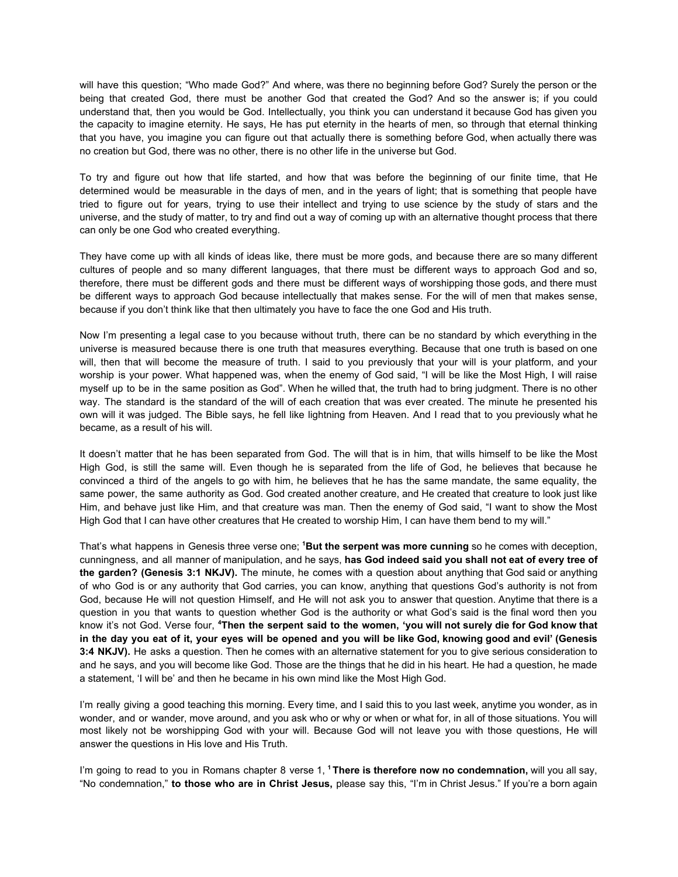will have this question; "Who made God?" And where, was there no beginning before God? Surely the person or the being that created God, there must be another God that created the God? And so the answer is; if you could understand that, then you would be God. Intellectually, you think you can understand it because God has given you the capacity to imagine eternity. He says, He has put eternity in the hearts of men, so through that eternal thinking that you have, you imagine you can figure out that actually there is something before God, when actually there was no creation but God, there was no other, there is no other life in the universe but God.

To try and figure out how that life started, and how that was before the beginning of our finite time, that He determined would be measurable in the days of men, and in the years of light; that is something that people have tried to figure out for years, trying to use their intellect and trying to use science by the study of stars and the universe, and the study of matter, to try and find out a way of coming up with an alternative thought process that there can only be one God who created everything.

They have come up with all kinds of ideas like, there must be more gods, and because there are so many different cultures of people and so many different languages, that there must be different ways to approach God and so, therefore, there must be different gods and there must be different ways of worshipping those gods, and there must be different ways to approach God because intellectually that makes sense. For the will of men that makes sense, because if you don't think like that then ultimately you have to face the one God and His truth.

Now I'm presenting a legal case to you because without truth, there can be no standard by which everything in the universe is measured because there is one truth that measures everything. Because that one truth is based on one will, then that will become the measure of truth. I said to you previously that your will is your platform, and your worship is your power. What happened was, when the enemy of God said, "I will be like the Most High, I will raise myself up to be in the same position as God". When he willed that, the truth had to bring judgment. There is no other way. The standard is the standard of the will of each creation that was ever created. The minute he presented his own will it was judged. The Bible says, he fell like lightning from Heaven. And I read that to you previously what he became, as a result of his will.

It doesn't matter that he has been separated from God. The will that is in him, that wills himself to be like the Most High God, is still the same will. Even though he is separated from the life of God, he believes that because he convinced a third of the angels to go with him, he believes that he has the same mandate, the same equality, the same power, the same authority as God. God created another creature, and He created that creature to look just like Him, and behave just like Him, and that creature was man. Then the enemy of God said, "I want to show the Most High God that I can have other creatures that He created to worship Him, I can have them bend to my will."

That's what happens in Genesis three verse one; [1]**But the serpent was more cunning** so he comes with deception, cunningness, and all manner of manipulation, and he says, **has God indeed said you shall not eat of every tree of the garden? (Genesis 3:1 NKJV).** The minute, he comes with a question about anything that God said or anything of who God is or any authority that God carries, you can know, anything that questions God's authority is not from God, because He will not question Himself, and He will not ask you to answer that question. Anytime that there is a question in you that wants to question whether God is the authority or what God's said is the final word then you know it's not God. Verse four, [4]**Then the serpent said to the women, 'you will not surely die for God know that in the day you eat of it, your eyes will be opened and you will be like God, knowing good and evil' (Genesis 3:4 NKJV).** He asks a question. Then he comes with an alternative statement for you to give serious consideration to and he says, and you will become like God. Those are the things that he did in his heart. He had a question, he made a statement, 'I will be' and then he became in his own mind like the Most High God.

I'm really giving a good teaching this morning. Every time, and I said this to you last week, anytime you wonder, as in wonder, and or wander, move around, and you ask who or why or when or what for, in all of those situations. You will most likely not be worshipping God with your will. Because God will not leave you with those questions, He will answer the questions in His love and His Truth.

I'm going to read to you in Romans chapter 8 verse 1, [1] **There is therefore now no condemnation,** will you all say, "No condemnation," **to those who are in Christ Jesus,** please say this, "I'm in Christ Jesus." If you're a born again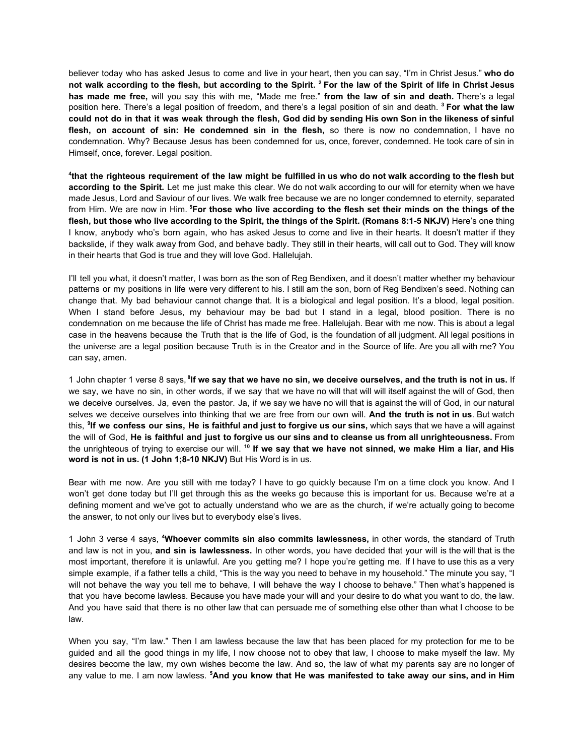believer today who has asked Jesus to come and live in your heart, then you can say, “I’m in Christ Jesus.” **who do not walk according to the flesh, but according to the Spirit. [2] For the law of the Spirit of life in Christ Jesus has made me free,** will you say this with me, “Made me free.” **from the law of sin and death.** There’s a legal position here. There’s a legal position of freedom, and there’s a legal position of sin and death. **[3] For what the law could not do in that it was weak through the flesh, God did by sending His own Son in the likeness of sinful flesh, on account of sin: He condemned sin in the flesh,** so there is now no condemnation, I have no condemnation. Why? Because Jesus has been condemned for us, once, forever, condemned. He took care of sin in Himself, once, forever. Legal position.

**[4]that the righteous requirement of the law might be fulfilled in us who do not walk according to the flesh but according to the Spirit.** Let me just make this clear. We do not walk according to our will for eternity when we have made Jesus, Lord and Saviour of our lives. We walk free because we are no longer condemned to eternity, separated from Him. We are now in Him. **[5]For those who live according to the flesh set their minds on the things of the flesh, but those who live according to the Spirit, the things of the Spirit. (Romans 8:1-5 NKJV)** Here’s one thing I know, anybody who’s born again, who has asked Jesus to come and live in their hearts. It doesn’t matter if they backslide, if they walk away from God, and behave badly. They still in their hearts, will call out to God. They will know in their hearts that God is true and they will love God. Hallelujah.

I’ll tell you what, it doesn’t matter, I was born as the son of Reg Bendixen, and it doesn’t matter whether my behaviour patterns or my positions in life were very different to his. I still am the son, born of Reg Bendixen’s seed. Nothing can change that. My bad behaviour cannot change that. It is a biological and legal position. It’s a blood, legal position. When I stand before Jesus, my behaviour may be bad but I stand in a legal, blood position. There is no condemnation on me because the life of Christ has made me free. Hallelujah. Bear with me now. This is about a legal case in the heavens because the Truth that is the life of God, is the foundation of all judgment. All legal positions in the universe are a legal position because Truth is in the Creator and in the Source of life. Are you all with me? You can say, amen.

1 John chapter 1 verse 8 says, **[8]If we say that we have no sin, we deceive ourselves, and the truth is not in us.** If we say, we have no sin, in other words, if we say that we have no will that will will itself against the will of God, then we deceive ourselves. Ja, even the pastor. Ja, if we say we have no will that is against the will of God, in our natural selves we deceive ourselves into thinking that we are free from our own will. **And the truth is not in us**. But watch this, **[9]If we confess our sins, He is faithful and just to forgive us our sins,** which says that we have a will against the will of God, **He is faithful and just to forgive us our sins and to cleanse us from all unrighteousness.** From the unrighteous of trying to exercise our will. **[10] If we say that we have not sinned, we make Him a liar, and His word is not in us. (1 John 1;8-10 NKJV)** But His Word is in us.

Bear with me now. Are you still with me today? I have to go quickly because I’m on a time clock you know. And I won’t get done today but I’ll get through this as the weeks go because this is important for us. Because we’re at a defining moment and we’ve got to actually understand who we are as the church, if we’re actually going to become the answer, to not only our lives but to everybody else’s lives.

1 John 3 verse 4 says, **[4]Whoever commits sin also commits lawlessness,** in other words, the standard of Truth and law is not in you, **and sin is lawlessness.** In other words, you have decided that your will is the will that is the most important, therefore it is unlawful. Are you getting me? I hope you’re getting me. If I have to use this as a very simple example, if a father tells a child, “This is the way you need to behave in my household.” The minute you say, “I will not behave the way you tell me to behave, I will behave the way I choose to behave.” Then what’s happened is that you have become lawless. Because you have made your will and your desire to do what you want to do, the law. And you have said that there is no other law that can persuade me of something else other than what I choose to be law.

When you say, “I’m law.” Then I am lawless because the law that has been placed for my protection for me to be guided and all the good things in my life, I now choose not to obey that law, I choose to make myself the law. My desires become the law, my own wishes become the law. And so, the law of what my parents say are no longer of any value to me. I am now lawless. **[5]And you know that He was manifested to take away our sins, and in Him**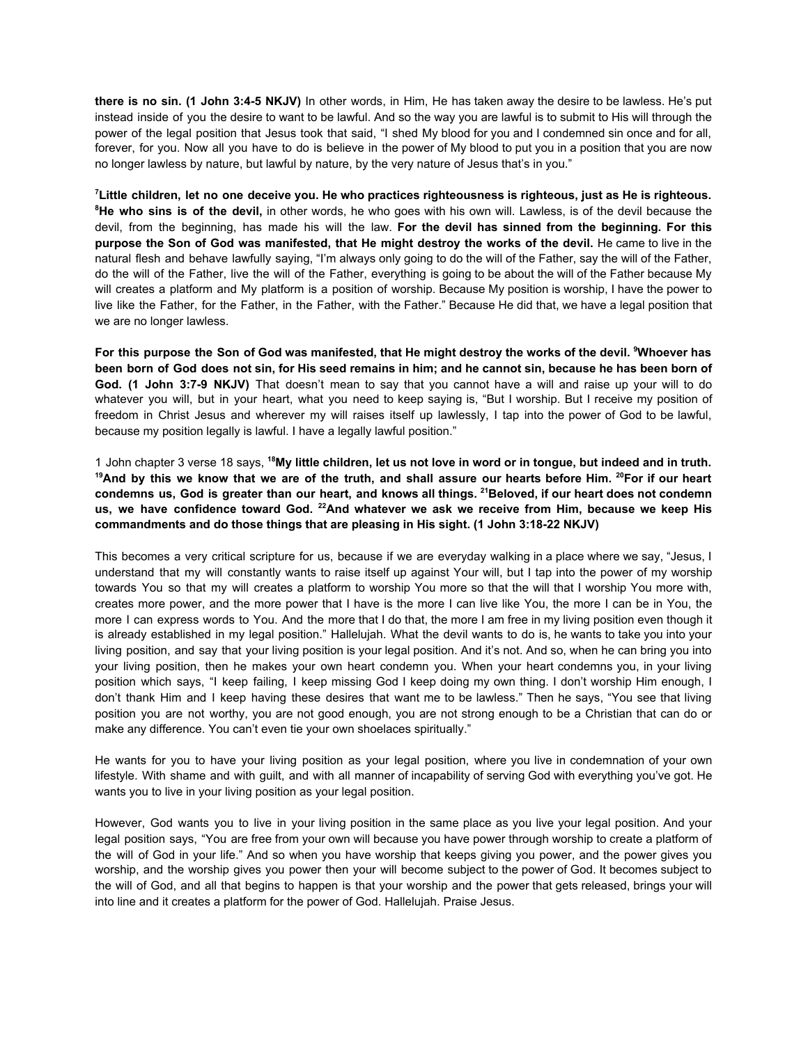**there is no sin. (1 John 3:4-5 NKJV)** In other words, in Him, He has taken away the desire to be lawless. He's put instead inside of you the desire to want to be lawful. And so the way you are lawful is to submit to His will through the power of the legal position that Jesus took that said, "I shed My blood for you and I condemned sin once and for all, forever, for you. Now all you have to do is believe in the power of My blood to put you in a position that you are now no longer lawless by nature, but lawful by nature, by the very nature of Jesus that's in you."

**[7]Little children, let no one deceive you. He who practices righteousness is righteous, just as He is righteous. [8]He who sins is of the devil,** in other words, he who goes with his own will. Lawless, is of the devil because the devil, from the beginning, has made his will the law. **For the devil has sinned from the beginning. For this purpose the Son of God was manifested, that He might destroy the works of the devil.** He came to live in the natural flesh and behave lawfully saying, "I'm always only going to do the will of the Father, say the will of the Father, do the will of the Father, live the will of the Father, everything is going to be about the will of the Father because My will creates a platform and My platform is a position of worship. Because My position is worship, I have the power to live like the Father, for the Father, in the Father, with the Father." Because He did that, we have a legal position that we are no longer lawless.

**For this purpose the Son of God was manifested, that He might destroy the works of the devil. [9]Whoever has been born of God does not sin, for His seed remains in him; and he cannot sin, because he has been born of God. (1 John 3:7-9 NKJV)** That doesn't mean to say that you cannot have a will and raise up your will to do whatever you will, but in your heart, what you need to keep saying is, "But I worship. But I receive my position of freedom in Christ Jesus and wherever my will raises itself up lawlessly, I tap into the power of God to be lawful, because my position legally is lawful. I have a legally lawful position."

1 John chapter 3 verse 18 says, **[18]My little children, let us not love in word or in tongue, but indeed and in truth. [19]And by this we know that we are of the truth, and shall assure our hearts before Him. [20]For if our heart condemns us, God is greater than our heart, and knows all things. [21]Beloved, if our heart does not condemn us, we have confidence toward God. [22]And whatever we ask we receive from Him, because we keep His commandments and do those things that are pleasing in His sight. (1 John 3:18-22 NKJV)**

This becomes a very critical scripture for us, because if we are everyday walking in a place where we say, "Jesus, I understand that my will constantly wants to raise itself up against Your will, but I tap into the power of my worship towards You so that my will creates a platform to worship You more so that the will that I worship You more with, creates more power, and the more power that I have is the more I can live like You, the more I can be in You, the more I can express words to You. And the more that I do that, the more I am free in my living position even though it is already established in my legal position." Hallelujah. What the devil wants to do is, he wants to take you into your living position, and say that your living position is your legal position. And it's not. And so, when he can bring you into your living position, then he makes your own heart condemn you. When your heart condemns you, in your living position which says, "I keep failing, I keep missing God I keep doing my own thing. I don't worship Him enough, I don't thank Him and I keep having these desires that want me to be lawless." Then he says, "You see that living position you are not worthy, you are not good enough, you are not strong enough to be a Christian that can do or make any difference. You can't even tie your own shoelaces spiritually."

He wants for you to have your living position as your legal position, where you live in condemnation of your own lifestyle. With shame and with guilt, and with all manner of incapability of serving God with everything you've got. He wants you to live in your living position as your legal position.

However, God wants you to live in your living position in the same place as you live your legal position. And your legal position says, "You are free from your own will because you have power through worship to create a platform of the will of God in your life." And so when you have worship that keeps giving you power, and the power gives you worship, and the worship gives you power then your will become subject to the power of God. It becomes subject to the will of God, and all that begins to happen is that your worship and the power that gets released, brings your will into line and it creates a platform for the power of God. Hallelujah. Praise Jesus.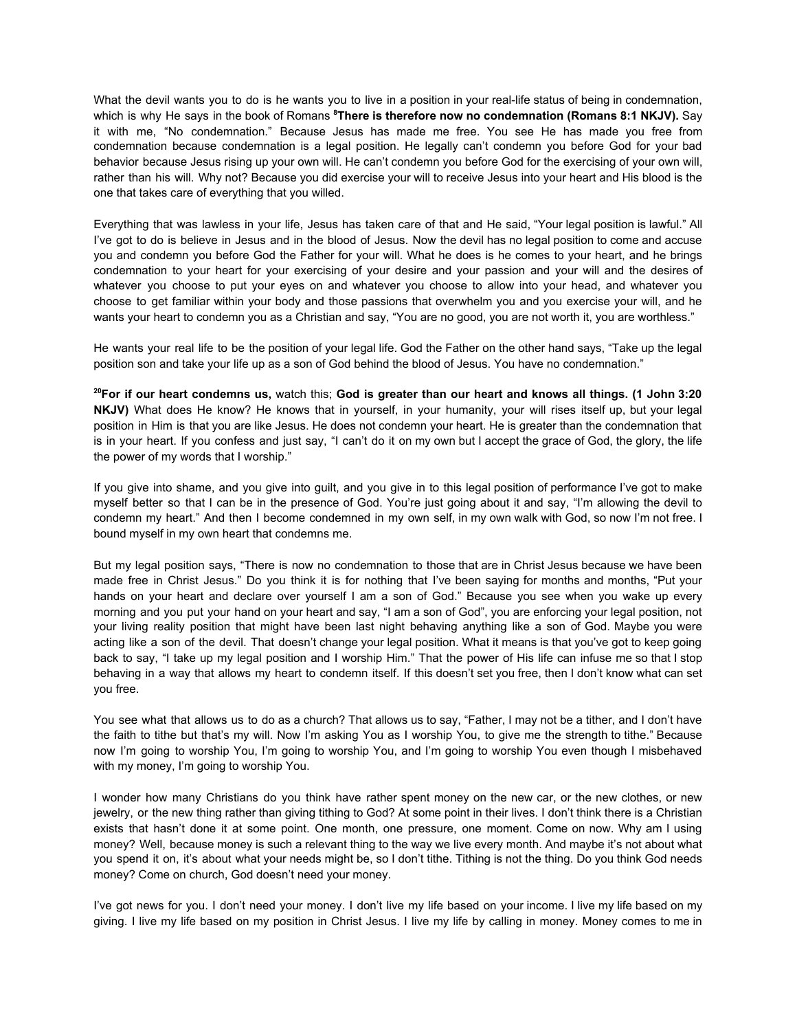What the devil wants you to do is he wants you to live in a position in your real-life status of being in condemnation, which is why He says in the book of Romans [8]**There is therefore now no condemnation (Romans 8:1 NKJV).** Say it with me, "No condemnation." Because Jesus has made me free. You see He has made you free from condemnation because condemnation is a legal position. He legally can't condemn you before God for your bad behavior because Jesus rising up your own will. He can't condemn you before God for the exercising of your own will, rather than his will. Why not? Because you did exercise your will to receive Jesus into your heart and His blood is the one that takes care of everything that you willed.

Everything that was lawless in your life, Jesus has taken care of that and He said, "Your legal position is lawful." All I've got to do is believe in Jesus and in the blood of Jesus. Now the devil has no legal position to come and accuse you and condemn you before God the Father for your will. What he does is he comes to your heart, and he brings condemnation to your heart for your exercising of your desire and your passion and your will and the desires of whatever you choose to put your eyes on and whatever you choose to allow into your head, and whatever you choose to get familiar within your body and those passions that overwhelm you and you exercise your will, and he wants your heart to condemn you as a Christian and say, "You are no good, you are not worth it, you are worthless."

He wants your real life to be the position of your legal life. God the Father on the other hand says, "Take up the legal position son and take your life up as a son of God behind the blood of Jesus. You have no condemnation."

[20]**For if our heart condemns us,** watch this; **God is greater than our heart and knows all things. (1 John 3:20 NKJV)** What does He know? He knows that in yourself, in your humanity, your will rises itself up, but your legal position in Him is that you are like Jesus. He does not condemn your heart. He is greater than the condemnation that is in your heart. If you confess and just say, "I can't do it on my own but I accept the grace of God, the glory, the life the power of my words that I worship."

If you give into shame, and you give into guilt, and you give in to this legal position of performance I've got to make myself better so that I can be in the presence of God. You're just going about it and say, "I'm allowing the devil to condemn my heart." And then I become condemned in my own self, in my own walk with God, so now I'm not free. I bound myself in my own heart that condemns me.

But my legal position says, "There is now no condemnation to those that are in Christ Jesus because we have been made free in Christ Jesus." Do you think it is for nothing that I've been saying for months and months, "Put your hands on your heart and declare over yourself I am a son of God." Because you see when you wake up every morning and you put your hand on your heart and say, "I am a son of God", you are enforcing your legal position, not your living reality position that might have been last night behaving anything like a son of God. Maybe you were acting like a son of the devil. That doesn't change your legal position. What it means is that you've got to keep going back to say, "I take up my legal position and I worship Him." That the power of His life can infuse me so that I stop behaving in a way that allows my heart to condemn itself. If this doesn't set you free, then I don't know what can set you free.

You see what that allows us to do as a church? That allows us to say, "Father, I may not be a tither, and I don't have the faith to tithe but that's my will. Now I'm asking You as I worship You, to give me the strength to tithe." Because now I'm going to worship You, I'm going to worship You, and I'm going to worship You even though I misbehaved with my money, I'm going to worship You.

I wonder how many Christians do you think have rather spent money on the new car, or the new clothes, or new jewelry, or the new thing rather than giving tithing to God? At some point in their lives. I don't think there is a Christian exists that hasn't done it at some point. One month, one pressure, one moment. Come on now. Why am I using money? Well, because money is such a relevant thing to the way we live every month. And maybe it's not about what you spend it on, it's about what your needs might be, so I don't tithe. Tithing is not the thing. Do you think God needs money? Come on church, God doesn't need your money.

I've got news for you. I don't need your money. I don't live my life based on your income. I live my life based on my giving. I live my life based on my position in Christ Jesus. I live my life by calling in money. Money comes to me in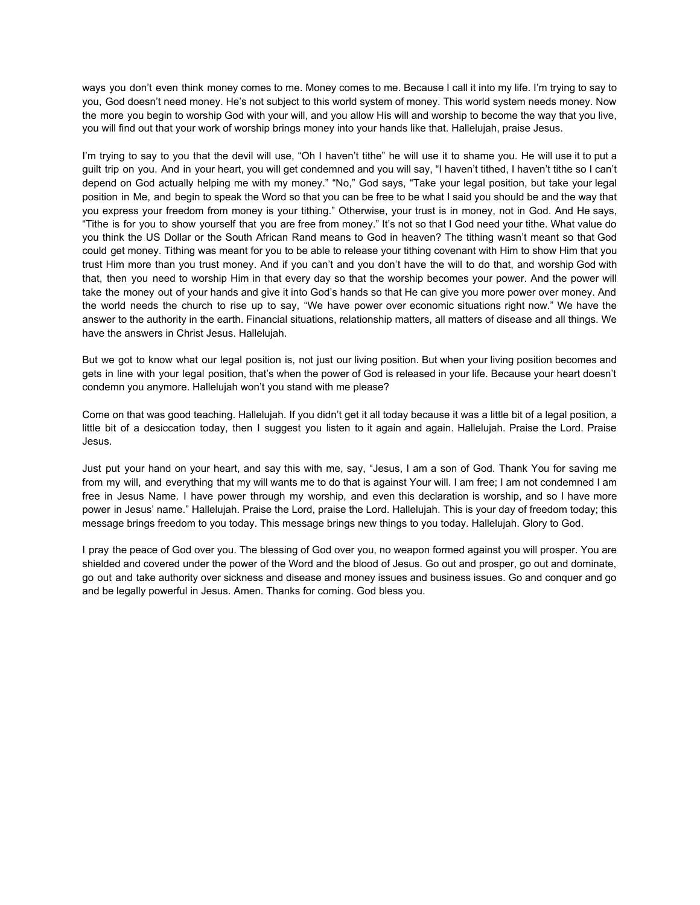ways you don't even think money comes to me. Money comes to me. Because I call it into my life. I'm trying to say to you, God doesn't need money. He's not subject to this world system of money. This world system needs money. Now the more you begin to worship God with your will, and you allow His will and worship to become the way that you live, you will find out that your work of worship brings money into your hands like that. Hallelujah, praise Jesus.

I'm trying to say to you that the devil will use, "Oh I haven't tithe" he will use it to shame you. He will use it to put a guilt trip on you. And in your heart, you will get condemned and you will say, "I haven't tithed, I haven't tithe so I can't depend on God actually helping me with my money." "No," God says, "Take your legal position, but take your legal position in Me, and begin to speak the Word so that you can be free to be what I said you should be and the way that you express your freedom from money is your tithing." Otherwise, your trust is in money, not in God. And He says, "Tithe is for you to show yourself that you are free from money." It's not so that I God need your tithe. What value do you think the US Dollar or the South African Rand means to God in heaven? The tithing wasn't meant so that God could get money. Tithing was meant for you to be able to release your tithing covenant with Him to show Him that you trust Him more than you trust money. And if you can't and you don't have the will to do that, and worship God with that, then you need to worship Him in that every day so that the worship becomes your power. And the power will take the money out of your hands and give it into God's hands so that He can give you more power over money. And the world needs the church to rise up to say, "We have power over economic situations right now." We have the answer to the authority in the earth. Financial situations, relationship matters, all matters of disease and all things. We have the answers in Christ Jesus. Hallelujah.

But we got to know what our legal position is, not just our living position. But when your living position becomes and gets in line with your legal position, that's when the power of God is released in your life. Because your heart doesn't condemn you anymore. Hallelujah won't you stand with me please?

Come on that was good teaching. Hallelujah. If you didn't get it all today because it was a little bit of a legal position, a little bit of a desiccation today, then I suggest you listen to it again and again. Hallelujah. Praise the Lord. Praise Jesus.

Just put your hand on your heart, and say this with me, say, "Jesus, I am a son of God. Thank You for saving me from my will, and everything that my will wants me to do that is against Your will. I am free; I am not condemned I am free in Jesus Name. I have power through my worship, and even this declaration is worship, and so I have more power in Jesus' name." Hallelujah. Praise the Lord, praise the Lord. Hallelujah. This is your day of freedom today; this message brings freedom to you today. This message brings new things to you today. Hallelujah. Glory to God.

I pray the peace of God over you. The blessing of God over you, no weapon formed against you will prosper. You are shielded and covered under the power of the Word and the blood of Jesus. Go out and prosper, go out and dominate, go out and take authority over sickness and disease and money issues and business issues. Go and conquer and go and be legally powerful in Jesus. Amen. Thanks for coming. God bless you.